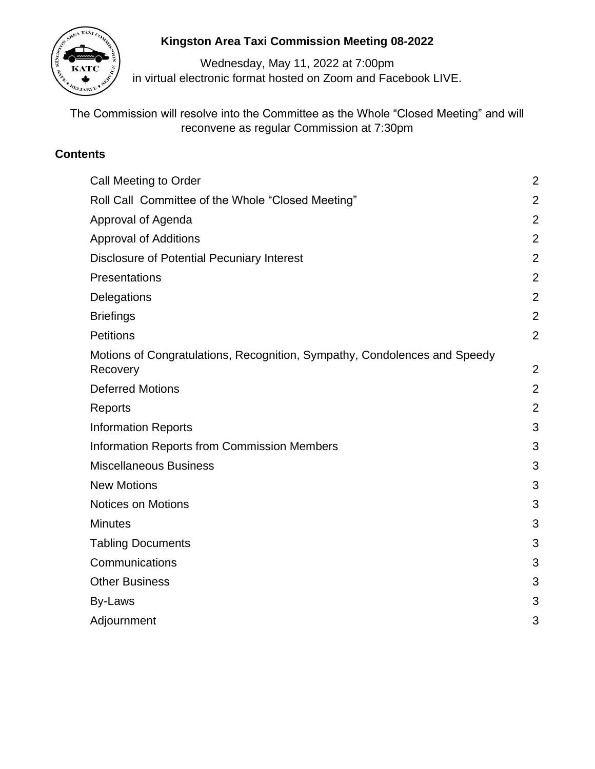# Kingston Area Taxi Commission Meeting 08-2022

Wednesday, May 11, 2022 at 7:00pm
in virtual electronic format hosted on Zoom and Facebook LIVE.

The Commission will resolve into the Committee as the Whole "Closed Meeting" and will reconvene as regular Commission at 7:30pm

## Contents

| | |
|---|---|
| Call Meeting to Order | 2 |
| Roll Call Committee of the Whole "Closed Meeting" | 2 |
| Approval of Agenda | 2 |
| Approval of Additions | 2 |
| Disclosure of Potential Pecuniary Interest | 2 |
| Presentations | 2 |
| Delegations | 2 |
| Briefings | 2 |
| Petitions | 2 |
| Motions of Congratulations, Recognition, Sympathy, Condolences and Speedy Recovery | 2 |
| Deferred Motions | 2 |
| Reports | 2 |
| Information Reports | 3 |
| Information Reports from Commission Members | 3 |
| Miscellaneous Business | 3 |
| New Motions | 3 |
| Notices on Motions | 3 |
| Minutes | 3 |
| Tabling Documents | 3 |
| Communications | 3 |
| Other Business | 3 |
| By-Laws | 3 |
| Adjournment | 3 |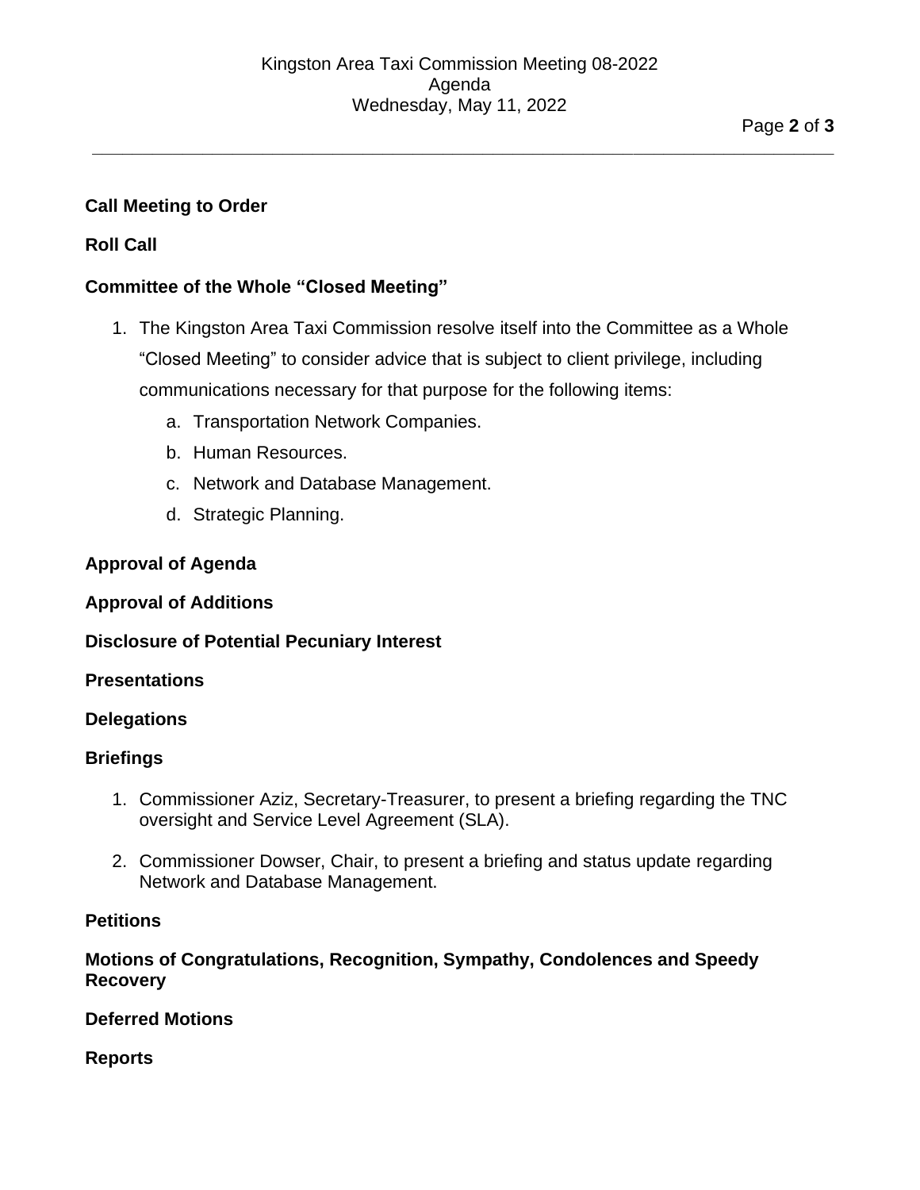**Call Meeting to Order**

**Roll Call**

**Committee of the Whole "Closed Meeting"**

1. The Kingston Area Taxi Commission resolve itself into the Committee as a Whole "Closed Meeting" to consider advice that is subject to client privilege, including communications necessary for that purpose for the following items:
    a. Transportation Network Companies.
    b. Human Resources.
    c. Network and Database Management.
    d. Strategic Planning.

**Approval of Agenda**

**Approval of Additions**

**Disclosure of Potential Pecuniary Interest**

**Presentations**

**Delegations**

**Briefings**

1. Commissioner Aziz, Secretary-Treasurer, to present a briefing regarding the TNC oversight and Service Level Agreement (SLA).

2. Commissioner Dowser, Chair, to present a briefing and status update regarding Network and Database Management.

**Petitions**

**Motions of Congratulations, Recognition, Sympathy, Condolences and Speedy Recovery**

**Deferred Motions**

**Reports**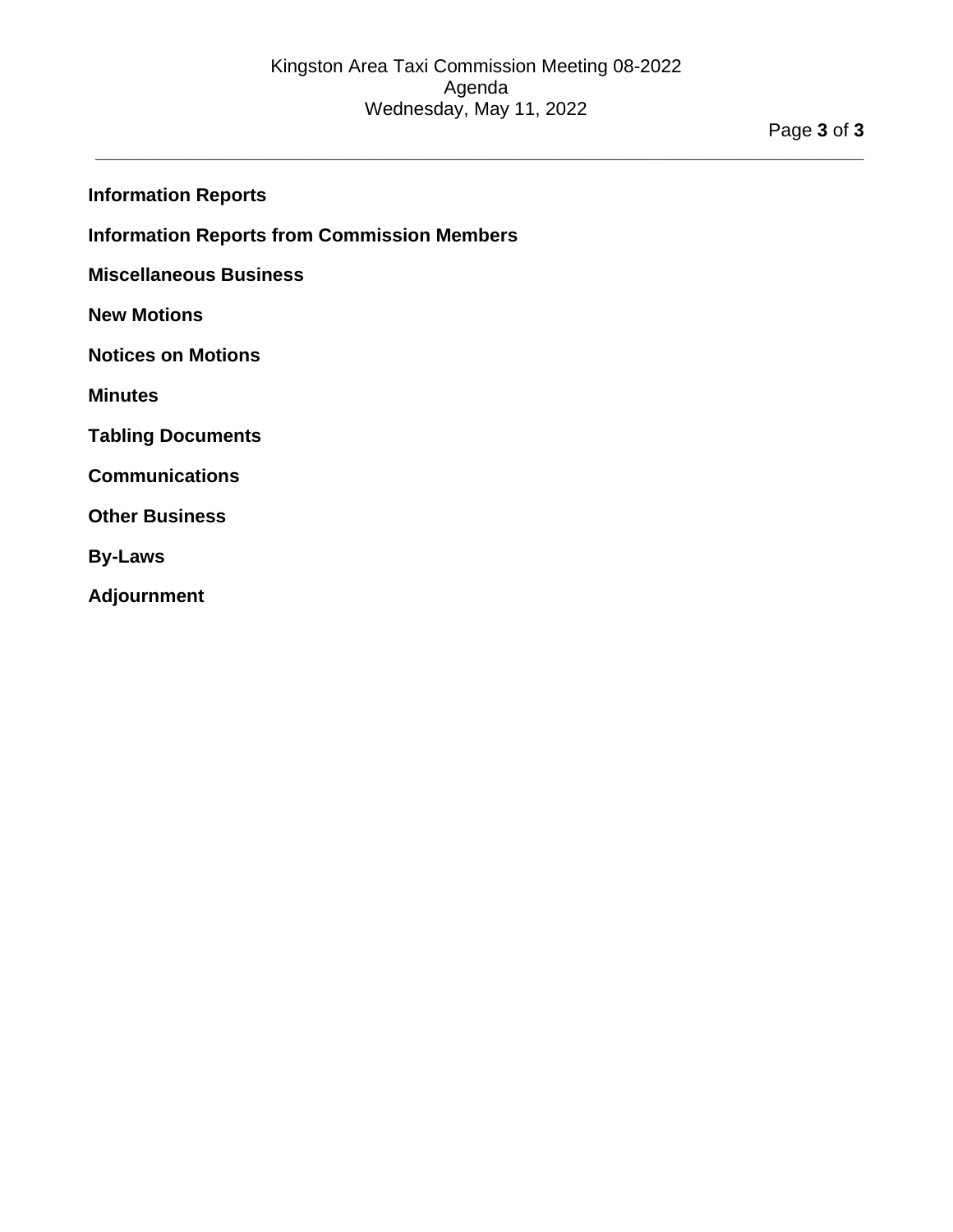**Information Reports**

**Information Reports from Commission Members**

**Miscellaneous Business**

**New Motions**

**Notices on Motions**

**Minutes**

**Tabling Documents**

**Communications**

**Other Business**

**By-Laws**

**Adjournment**